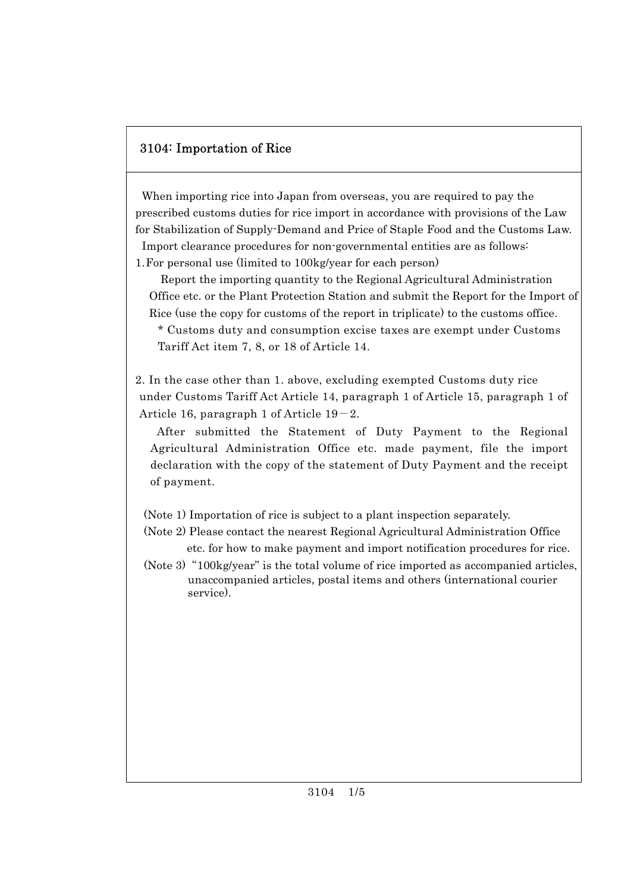# 3104: Importation of Rice

When importing rice into Japan from overseas, you are required to pay the prescribed customs duties for rice import in accordance with provisions of the Law for Stabilization of Supply-Demand and Price of Staple Food and the Customs Law.

Import clearance procedures for non-governmental entities are as follows:

1. For personal use (limited to 100kg/year for each person)

   Report the importing quantity to the Regional Agricultural Administration Office etc. or the Plant Protection Station and submit the Report for the Import of Rice (use the copy for customs of the report in triplicate) to the customs office.

   * Customs duty and consumption excise taxes are exempt under Customs Tariff Act item 7, 8, or 18 of Article 14.

2. In the case other than 1. above, excluding exempted Customs duty rice under Customs Tariff Act Article 14, paragraph 1 of Article 15, paragraph 1 of Article 16, paragraph 1 of Article 19－2.

   After submitted the Statement of Duty Payment to the Regional Agricultural Administration Office etc. made payment, file the import declaration with the copy of the statement of Duty Payment and the receipt of payment.

(Note 1) Importation of rice is subject to a plant inspection separately.

(Note 2) Please contact the nearest Regional Agricultural Administration Office etc. for how to make payment and import notification procedures for rice.

(Note 3) "100kg/year" is the total volume of rice imported as accompanied articles, unaccompanied articles, postal items and others (international courier service).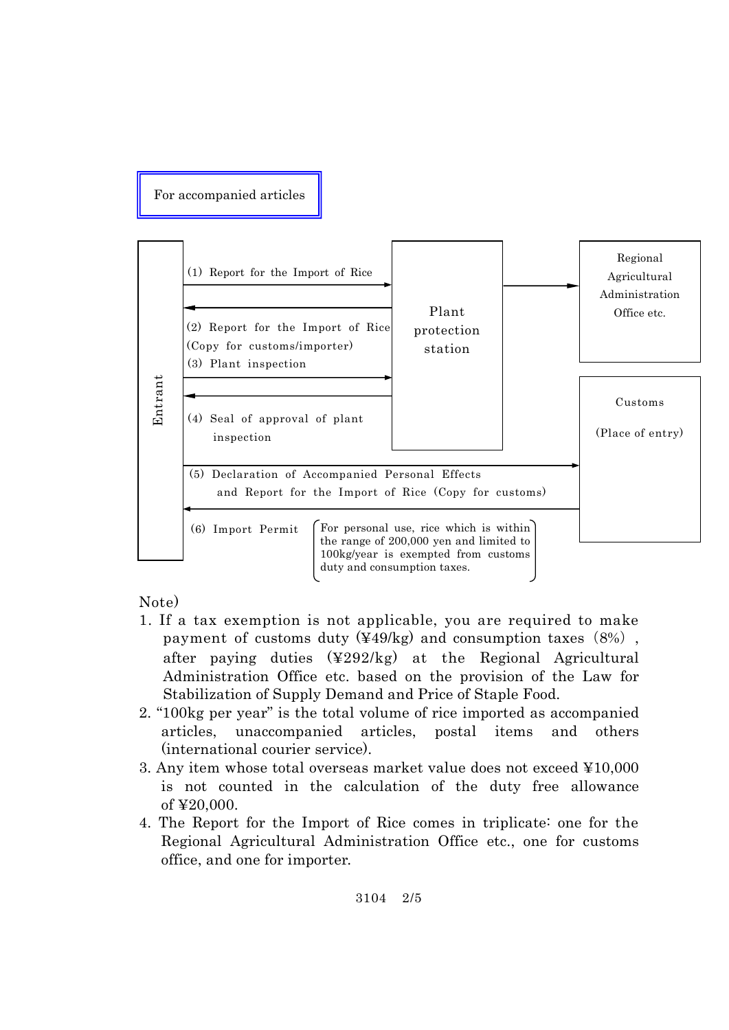## For accompanied articles

**Entrant** → **Plant protection station** → **Regional Agricultural Administration Office etc.**

(1) Report for the Import of Rice

(2) Report for the Import of Rice (Copy for customs/importer)

(3) Plant inspection

(4) Seal of approval of plant inspection

**Entrant** → **Customs (Place of entry)**

(5) Declaration of Accompanied Personal Effects and Report for the Import of Rice (Copy for customs)

(6) Import Permit

> For personal use, rice which is within the range of 200,000 yen and limited to 100kg/year is exempted from customs duty and consumption taxes.

Note)

1. If a tax exemption is not applicable, you are required to make payment of customs duty (¥49/kg) and consumption taxes (8%), after paying duties (¥292/kg) at the Regional Agricultural Administration Office etc. based on the provision of the Law for Stabilization of Supply Demand and Price of Staple Food.
2. "100kg per year" is the total volume of rice imported as accompanied articles, unaccompanied articles, postal items and others (international courier service).
3. Any item whose total overseas market value does not exceed ¥10,000 is not counted in the calculation of the duty free allowance of ¥20,000.
4. The Report for the Import of Rice comes in triplicate: one for the Regional Agricultural Administration Office etc., one for customs office, and one for importer.

3104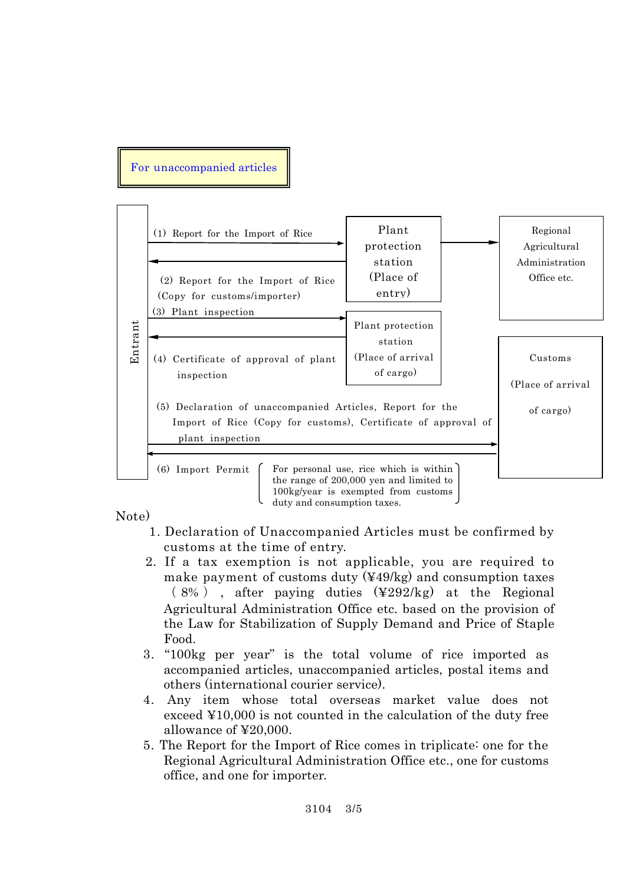**For unaccompanied articles**

Entrant

(1) Report for the Import of Rice → Plant protection station (Place of entry) → Regional Agricultural Administration Office etc.

(2) Report for the Import of Rice (Copy for customs/importer) ← Plant protection station (Place of entry)

(3) Plant inspection → Plant protection station (Place of arrival of cargo)

(4) Certificate of approval of plant inspection ← Plant protection station (Place of arrival of cargo)

(5) Declaration of unaccompanied Articles, Report for the Import of Rice (Copy for customs), Certificate of approval of plant inspection → Customs (Place of arrival of cargo)

(6) Import Permit ← Customs (Place of arrival of cargo)

For personal use, rice which is within the range of 200,000 yen and limited to 100kg/year is exempted from customs duty and consumption taxes.

Note)

1. Declaration of Unaccompanied Articles must be confirmed by customs at the time of entry.
2. If a tax exemption is not applicable, you are required to make payment of customs duty (¥49/kg) and consumption taxes ( 8% ) , after paying duties (¥292/kg) at the Regional Agricultural Administration Office etc. based on the provision of the Law for Stabilization of Supply Demand and Price of Staple Food.
3. "100kg per year" is the total volume of rice imported as accompanied articles, unaccompanied articles, postal items and others (international courier service).
4. Any item whose total overseas market value does not exceed ¥10,000 is not counted in the calculation of the duty free allowance of ¥20,000.
5. The Report for the Import of Rice comes in triplicate: one for the Regional Agricultural Administration Office etc., one for customs office, and one for importer.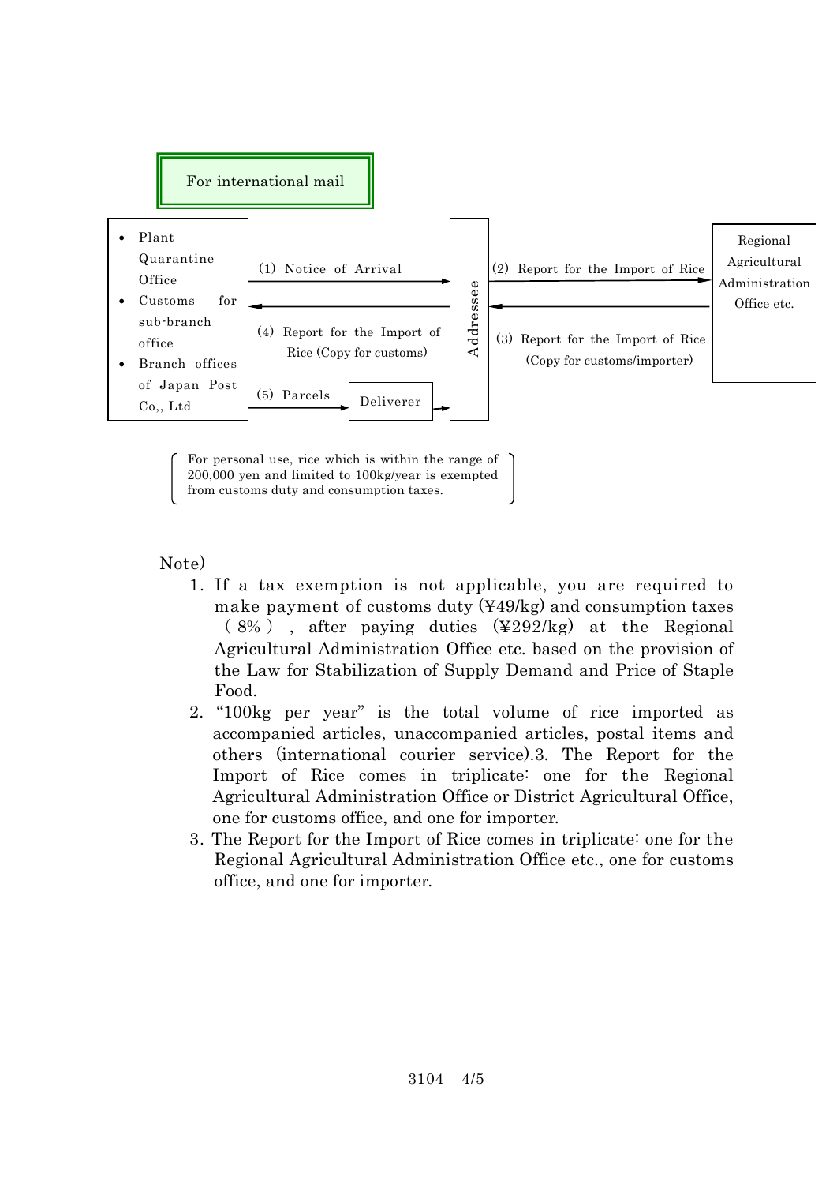**For international mail**

- Plant Quarantine Office
- Customs for sub-branch office
- Branch offices of Japan Post Co,, Ltd

(1) Notice of Arrival

(4) Report for the Import of Rice (Copy for customs)

(5) Parcels → Deliverer

Addressee

(2) Report for the Import of Rice

(3) Report for the Import of Rice (Copy for customs/importer)

Regional Agricultural Administration Office etc.

( For personal use, rice which is within the range of 200,000 yen and limited to 100kg/year is exempted from customs duty and consumption taxes. )

Note)

1. If a tax exemption is not applicable, you are required to make payment of customs duty (¥49/kg) and consumption taxes ( 8% ) , after paying duties (¥292/kg) at the Regional Agricultural Administration Office etc. based on the provision of the Law for Stabilization of Supply Demand and Price of Staple Food.
2. "100kg per year" is the total volume of rice imported as accompanied articles, unaccompanied articles, postal items and others (international courier service).3. The Report for the Import of Rice comes in triplicate: one for the Regional Agricultural Administration Office or District Agricultural Office, one for customs office, and one for importer.
3. The Report for the Import of Rice comes in triplicate: one for the Regional Agricultural Administration Office etc., one for customs office, and one for importer.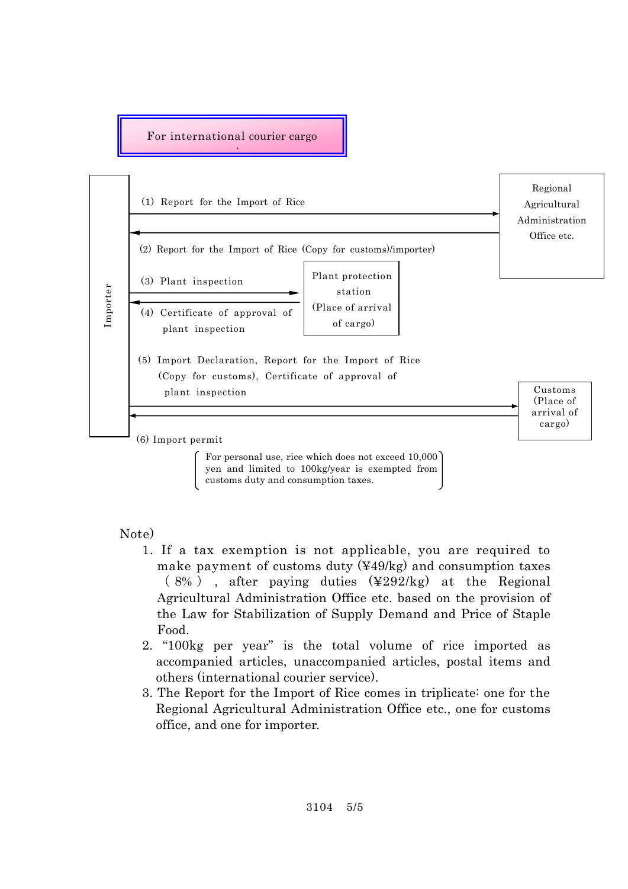**For international courier cargo**

Importer

Regional Agricultural Administration Office etc.

(1) Report for the Import of Rice

(2) Report for the Import of Rice (Copy for customs)/importer)

Plant protection station (Place of arrival of cargo)

(3) Plant inspection

(4) Certificate of approval of plant inspection

Customs (Place of arrival of cargo)

(5) Import Declaration, Report for the Import of Rice (Copy for customs), Certificate of approval of plant inspection

(6) Import permit

(For personal use, rice which does not exceed 10,000 yen and limited to 100kg/year is exempted from customs duty and consumption taxes.)

Note)

1. If a tax exemption is not applicable, you are required to make payment of customs duty (¥49/kg) and consumption taxes (8%), after paying duties (¥292/kg) at the Regional Agricultural Administration Office etc. based on the provision of the Law for Stabilization of Supply Demand and Price of Staple Food.
2. "100kg per year" is the total volume of rice imported as accompanied articles, unaccompanied articles, postal items and others (international courier service).
3. The Report for the Import of Rice comes in triplicate: one for the Regional Agricultural Administration Office etc., one for customs office, and one for importer.